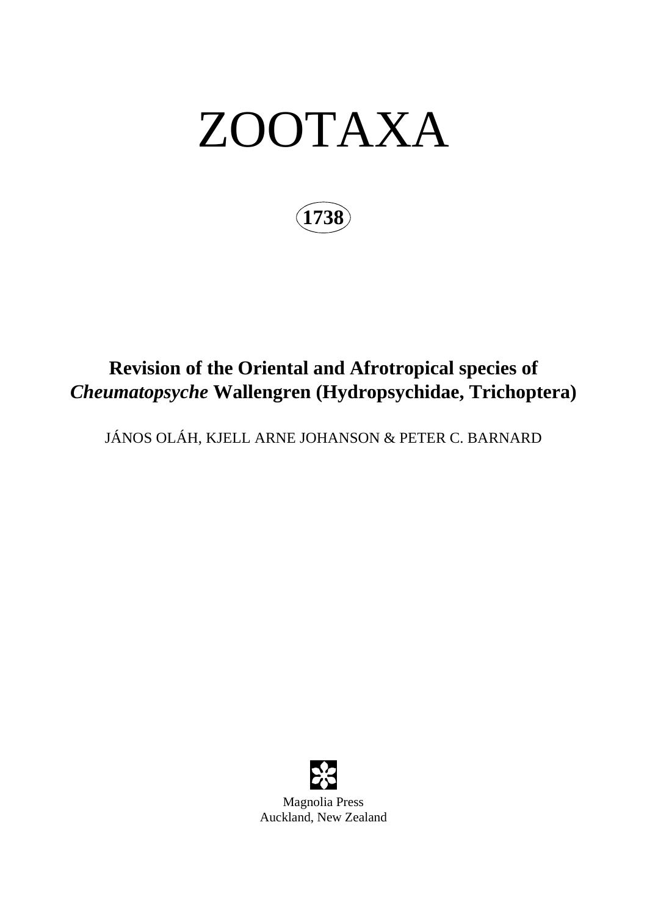# ZOOTAXA

**1738**

## Revision of the Oriental and Afrotropical species of *Cheumatopsyche* Wallengren (Hydropsychidae, Trichoptera)

JÁNOS OLÁH, KJELL ARNE JOHANSON & PETER C. BARNARD

Magnolia Press
Auckland, New Zealand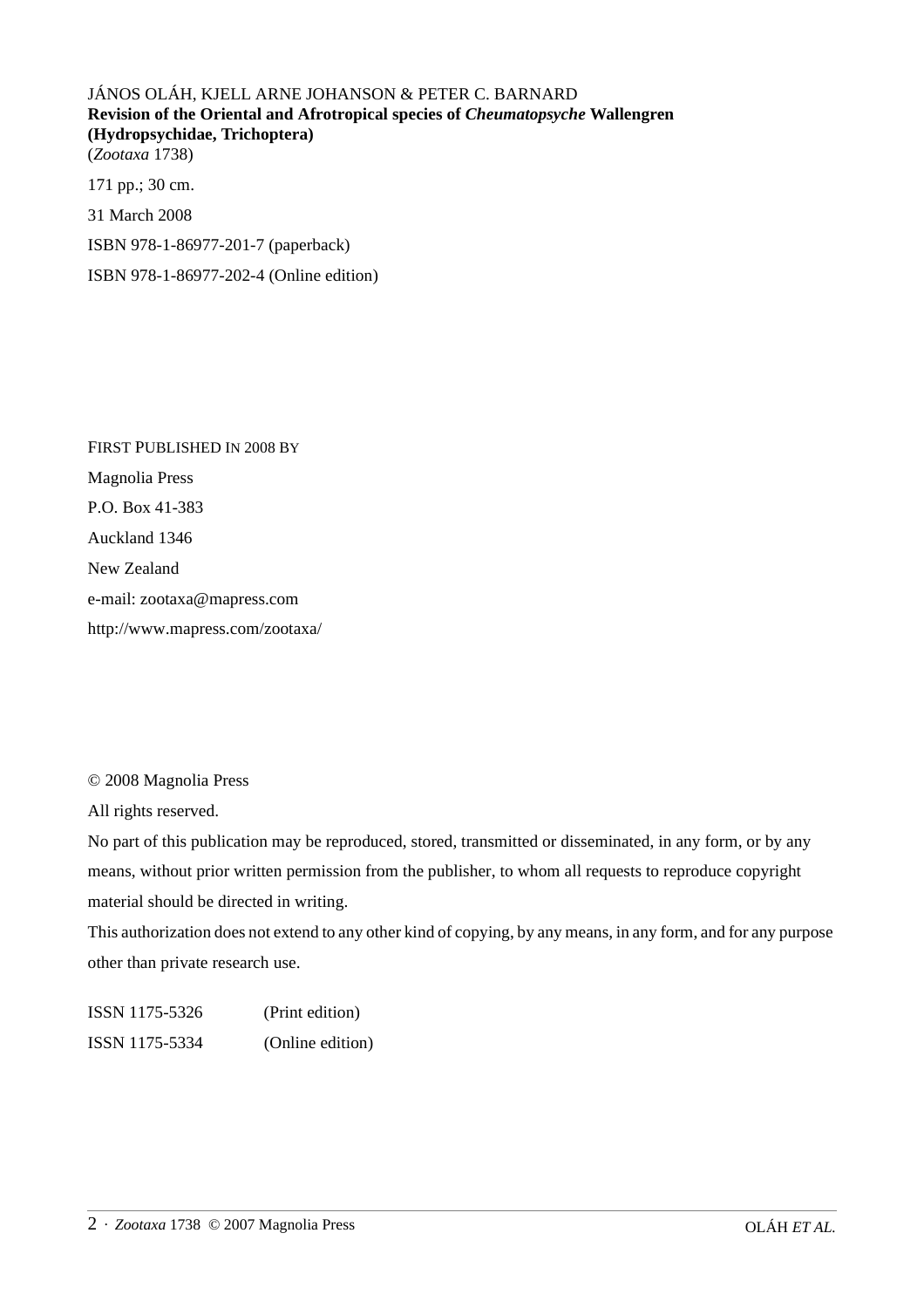JÁNOS OLÁH, KJELL ARNE JOHANSON & PETER C. BARNARD
**Revision of the Oriental and Afrotropical species of *Cheumatopsyche* Wallengren (Hydropsychidae, Trichoptera)**
(*Zootaxa* 1738)

171 pp.; 30 cm.

31 March 2008

ISBN 978-1-86977-201-7 (paperback)

ISBN 978-1-86977-202-4 (Online edition)

FIRST PUBLISHED IN 2008 BY

Magnolia Press

P.O. Box 41-383

Auckland 1346

New Zealand

e-mail: zootaxa@mapress.com

http://www.mapress.com/zootaxa/

© 2008 Magnolia Press

All rights reserved.

No part of this publication may be reproduced, stored, transmitted or disseminated, in any form, or by any means, without prior written permission from the publisher, to whom all requests to reproduce copyright material should be directed in writing.

This authorization does not extend to any other kind of copying, by any means, in any form, and for any purpose other than private research use.

ISSN 1175-5326 (Print edition)

ISSN 1175-5334 (Online edition)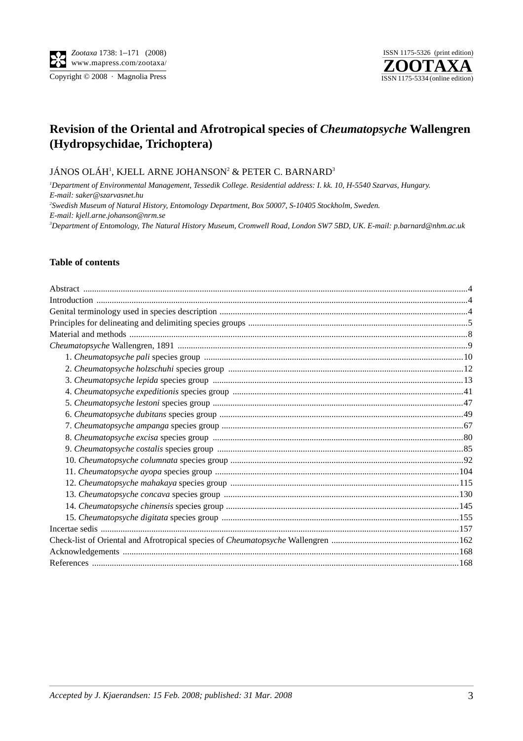# Revision of the Oriental and Afrotropical species of *Cheumatopsyche* Wallengren (Hydropsychidae, Trichoptera)

JÁNOS OLÁH[1], KJELL ARNE JOHANSON[2] & PETER C. BARNARD[3]

[1]*Department of Environmental Management, Tessedik College. Residential address: I. kk. 10, H-5540 Szarvas, Hungary. E-mail: saker@szarvasnet.hu*

[2]*Swedish Museum of Natural History, Entomology Department, Box 50007, S-10405 Stockholm, Sweden. E-mail: kjell.arne.johanson@nrm.se*

[3]*Department of Entomology, The Natural History Museum, Cromwell Road, London SW7 5BD, UK. E-mail: p.barnard@nhm.ac.uk*

## Table of contents

- Abstract ....4
- Introduction ....4
- Genital terminology used in species description ....4
- Principles for delineating and delimiting species groups ....5
- Material and methods ....8
- *Cheumatopsyche* Wallengren, 1891 ....9
  - 1. *Cheumatopsyche pali* species group ....10
  - 2. *Cheumatopsyche holzschuhi* species group ....12
  - 3. *Cheumatopsyche lepida* species group ....13
  - 4. *Cheumatopsyche expeditionis* species group ....41
  - 5. *Cheumatopsyche lestoni* species group ....47
  - 6. *Cheumatopsyche dubitans* species group ....49
  - 7. *Cheumatopsyche ampanga* species group ....67
  - 8. *Cheumatopsyche excisa* species group ....80
  - 9. *Cheumatopsyche costalis* species group ....85
  - 10. *Cheumatopsyche columnata* species group ....92
  - 11. *Cheumatopsyche ayopa* species group ....104
  - 12. *Cheumatopsyche mahakaya* species group ....115
  - 13. *Cheumatopsyche concava* species group ....130
  - 14. *Cheumatopsyche chinensis* species group ....145
  - 15. *Cheumatopsyche digitata* species group ....155
- Incertae sedis ....157
- Check-list of Oriental and Afrotropical species of *Cheumatopsyche* Wallengren ....162
- Acknowledgements ....168
- References ....168

*Accepted by J. Kjaerandsen: 15 Feb. 2008; published: 31 Mar. 2008*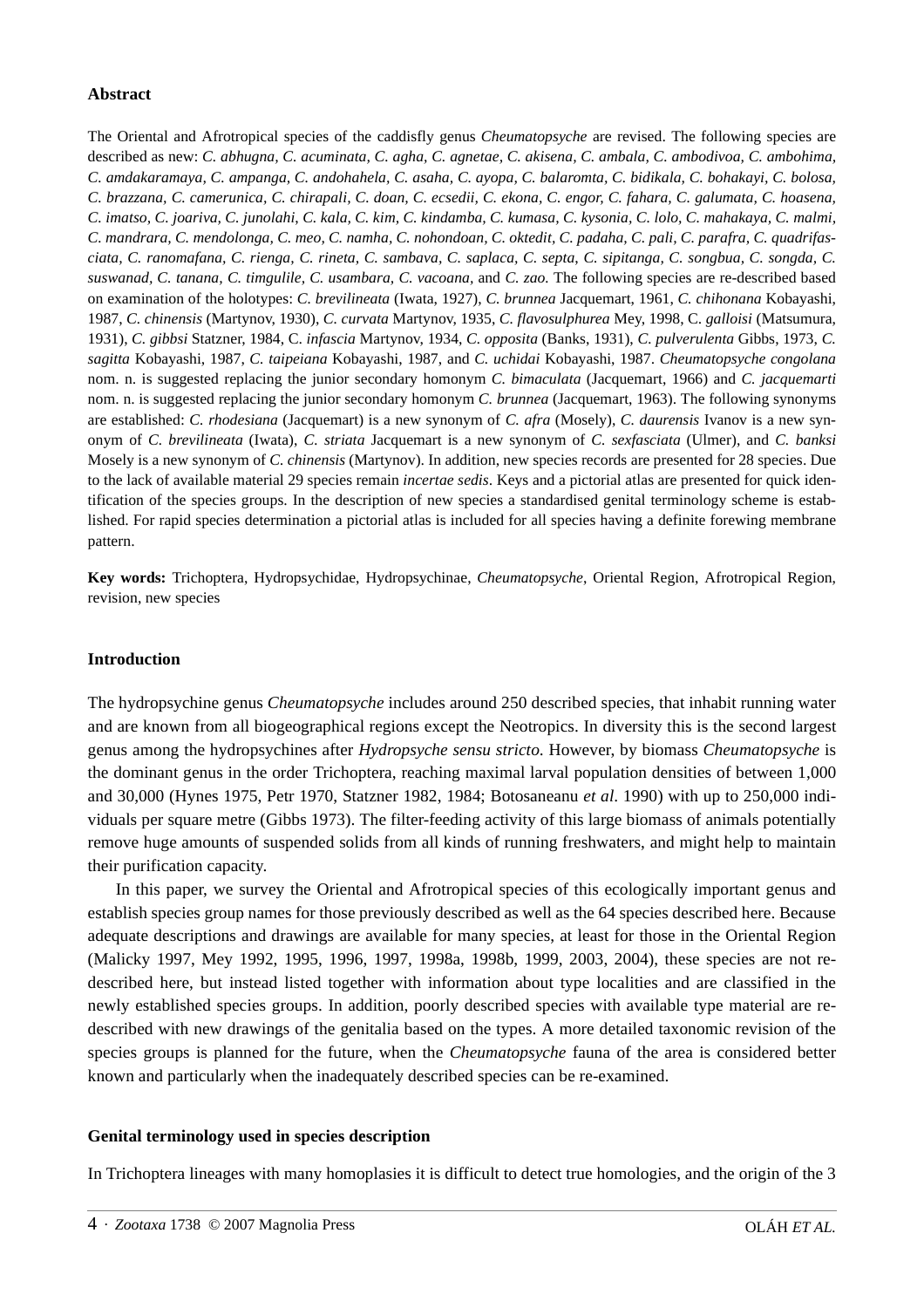**Abstract**

The Oriental and Afrotropical species of the caddisfly genus *Cheumatopsyche* are revised. The following species are described as new: *C. abhugna, C. acuminata, C. agha, C. agnetae, C. akisena, C. ambala, C. ambodivoa, C. ambohima, C. amdakaramaya, C. ampanga, C. andohahela, C. asaha, C. ayopa, C. balaromta, C. bidikala, C. bohakayi, C. bolosa, C. brazzana, C. camerunica, C. chirapali, C. doan, C. ecsedii, C. ekona, C. engor, C. fahara, C. galumata, C. hoasena, C. imatso, C. joariva, C. junolahi, C. kala, C. kim, C. kindamba, C. kumasa, C. kysonia, C. lolo, C. mahakaya, C. malmi, C. mandrara, C. mendolonga, C. meo, C. namha, C. nohondoan, C. oktedit, C. padaha, C. pali, C. parafra, C. quadrifasciata, C. ranomafana, C. rienga, C. rineta, C. sambava, C. saplaca, C. septa, C. sipitanga, C. songbua, C. songda, C. suswanad, C. tanana, C. timgulile, C. usambara, C. vacoana,* and *C. zao.* The following species are re-described based on examination of the holotypes: *C. brevilineata* (Iwata, 1927), *C. brunnea* Jacquemart, 1961, *C. chihonana* Kobayashi, 1987, *C. chinensis* (Martynov, 1930), *C. curvata* Martynov, 1935, *C. flavosulphurea* Mey, 1998, C. *galloisi* (Matsumura, 1931), *C. gibbsi* Statzner, 1984, C. *infascia* Martynov, 1934, *C. opposita* (Banks, 1931), *C. pulverulenta* Gibbs, 1973, *C. sagitta* Kobayashi, 1987, *C. taipeiana* Kobayashi, 1987, and *C. uchidai* Kobayashi, 1987. *Cheumatopsyche congolana* nom. n. is suggested replacing the junior secondary homonym *C. bimaculata* (Jacquemart, 1966) and *C. jacquemarti* nom. n. is suggested replacing the junior secondary homonym *C. brunnea* (Jacquemart, 1963). The following synonyms are established: *C. rhodesiana* (Jacquemart) is a new synonym of *C. afra* (Mosely), *C. daurensis* Ivanov is a new synonym of *C. brevilineata* (Iwata), *C. striata* Jacquemart is a new synonym of *C. sexfasciata* (Ulmer), and *C. banksi* Mosely is a new synonym of *C. chinensis* (Martynov). In addition, new species records are presented for 28 species. Due to the lack of available material 29 species remain *incertae sedis*. Keys and a pictorial atlas are presented for quick identification of the species groups. In the description of new species a standardised genital terminology scheme is established. For rapid species determination a pictorial atlas is included for all species having a definite forewing membrane pattern.

**Key words:** Trichoptera, Hydropsychidae, Hydropsychinae, *Cheumatopsyche*, Oriental Region, Afrotropical Region, revision, new species

## Introduction

The hydropsychine genus *Cheumatopsyche* includes around 250 described species, that inhabit running water and are known from all biogeographical regions except the Neotropics. In diversity this is the second largest genus among the hydropsychines after *Hydropsyche sensu stricto*. However, by biomass *Cheumatopsyche* is the dominant genus in the order Trichoptera, reaching maximal larval population densities of between 1,000 and 30,000 (Hynes 1975, Petr 1970, Statzner 1982, 1984; Botosaneanu *et al*. 1990) with up to 250,000 individuals per square metre (Gibbs 1973). The filter-feeding activity of this large biomass of animals potentially remove huge amounts of suspended solids from all kinds of running freshwaters, and might help to maintain their purification capacity.

In this paper, we survey the Oriental and Afrotropical species of this ecologically important genus and establish species group names for those previously described as well as the 64 species described here. Because adequate descriptions and drawings are available for many species, at least for those in the Oriental Region (Malicky 1997, Mey 1992, 1995, 1996, 1997, 1998a, 1998b, 1999, 2003, 2004), these species are not redescribed here, but instead listed together with information about type localities and are classified in the newly established species groups. In addition, poorly described species with available type material are redescribed with new drawings of the genitalia based on the types. A more detailed taxonomic revision of the species groups is planned for the future, when the *Cheumatopsyche* fauna of the area is considered better known and particularly when the inadequately described species can be re-examined.

## Genital terminology used in species description

In Trichoptera lineages with many homoplasies it is difficult to detect true homologies, and the origin of the 3